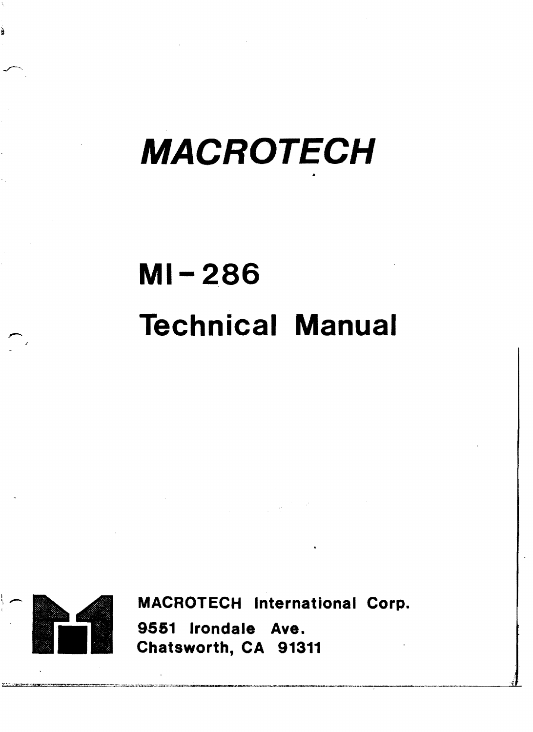# *MACROTECH*

# MI-286

# Technical Manual

**MACROTECH International Corp.**

**9551 Irondale Ave.**

**Chatsworth, CA 91311**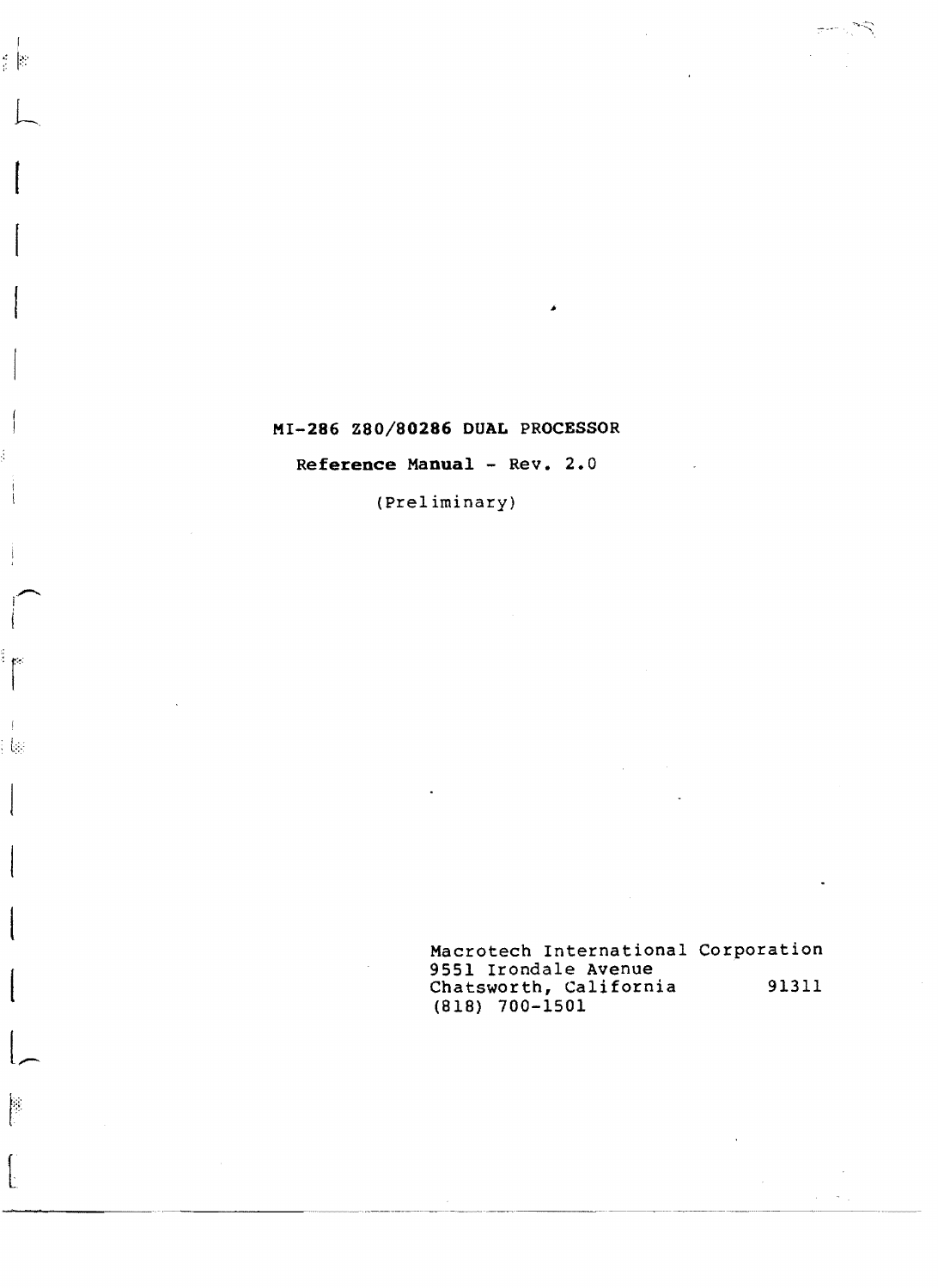# MI-286 Z80/80286 DUAL PROCESSOR

**Reference Manual - Rev. 2.0**

(Preliminary)

Macrotech International Corporation
9551 Irondale Avenue
Chatsworth, California 91311
(818) 700-1501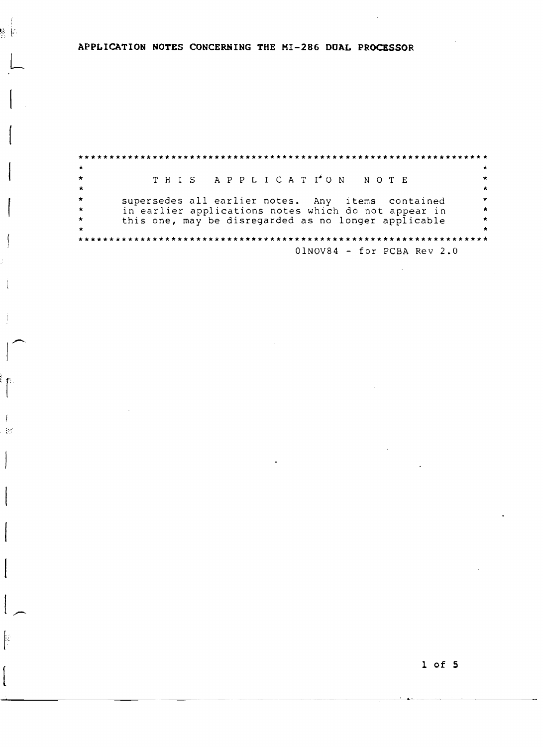# APPLICATION NOTES CONCERNING THE MI-286 DUAL PROCESSOR

```
*****************************************************************
*                                                               *
*          T H I S   A P P L I C A T I O N   N O T E            *
*                                                               *
*     supersedes all earlier notes.  Any items contained        *
*     in earlier applications notes which do not appear in      *
*     this one, may be disregarded as no longer applicable      *
*                                                               *
*****************************************************************
```

01NOV84 - for PCBA Rev 2.0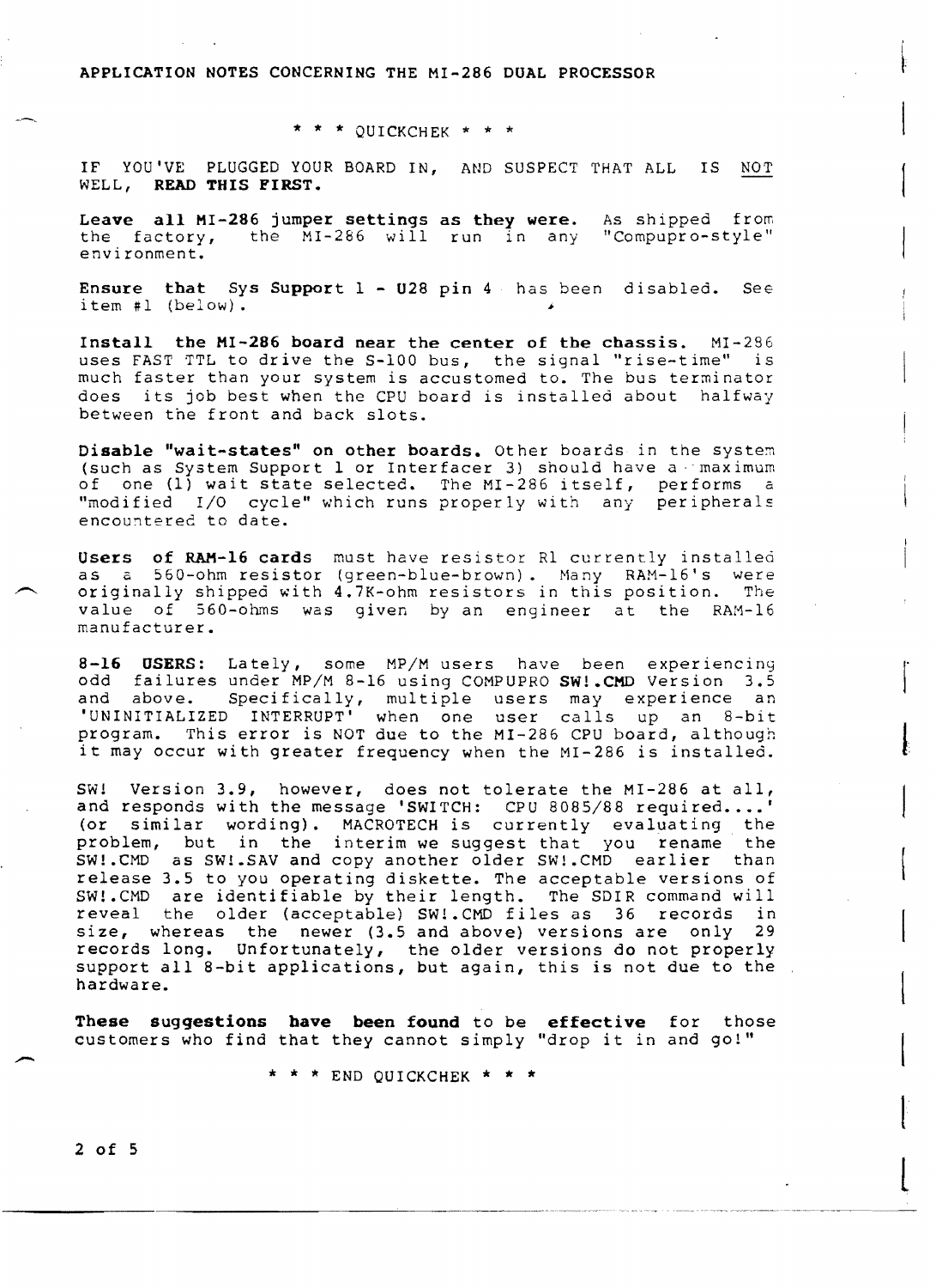APPLICATION NOTES CONCERNING THE MI-286 DUAL PROCESSOR

\* \* \* QUICKCHEK \* \* \*

IF YOU'VE PLUGGED YOUR BOARD IN, AND SUSPECT THAT ALL IS NOT WELL, **READ THIS FIRST.**

**Leave all MI-286 jumper settings as they were.** As shipped from the factory, the MI-286 will run in any "Compupro-style" environment.

**Ensure that** Sys **Support** 1 - **U28** pin 4 has been disabled. See item #1 (below).

**Install the MI-286 board near the center of the chassis.** MI-286 uses FAST TTL to drive the S-100 bus, the signal "rise-time" is much faster than your system is accustomed to. The bus terminator does its job best when the CPU board is installed about halfway between the front and back slots.

**Disable "wait-states" on other boards.** Other boards in the system (such as System Support 1 or Interfacer 3) should have a maximum of one (1) wait state selected. The MI-286 itself, performs a "modified I/O cycle" which runs properly with any peripherals encountered to date.

**Users of RAM-16 cards** must have resistor R1 currently installed as a 560-ohm resistor (green-blue-brown). Many RAM-16's were originally shipped with 4.7K-ohm resistors in this position. The value of 560-ohms was given by an engineer at the RAM-16 manufacturer.

**8-16 USERS:** Lately, some MP/M users have been experiencing odd failures under MP/M 8-16 using COMPUPRO **SW!.CMD** Version 3.5 and above. Specifically, multiple users may experience an 'UNINITIALIZED INTERRUPT' when one user calls up an 8-bit program. This error is NOT due to the MI-286 CPU board, although it may occur with greater frequency when the MI-286 is installed.

SW! Version 3.9, however, does not tolerate the MI-286 at all, and responds with the message 'SWITCH: CPU 8085/88 required....' (or similar wording). MACROTECH is currently evaluating the problem, but in the interim we suggest that you rename the SW!.CMD as SW!.SAV and copy another older SW!.CMD earlier than release 3.5 to you operating diskette. The acceptable versions of SW!.CMD are identifiable by their length. The SDIR command will reveal the older (acceptable) SW!.CMD files as 36 records in size, whereas the newer (3.5 and above) versions are only 29 records long. Unfortunately, the older versions do not properly support all 8-bit applications, but again, this is not due to the hardware.

**These suggestions have been found** to be **effective** for those customers who find that they cannot simply "drop it in and go!"

\* \* \* END QUICKCHEK \* \* \*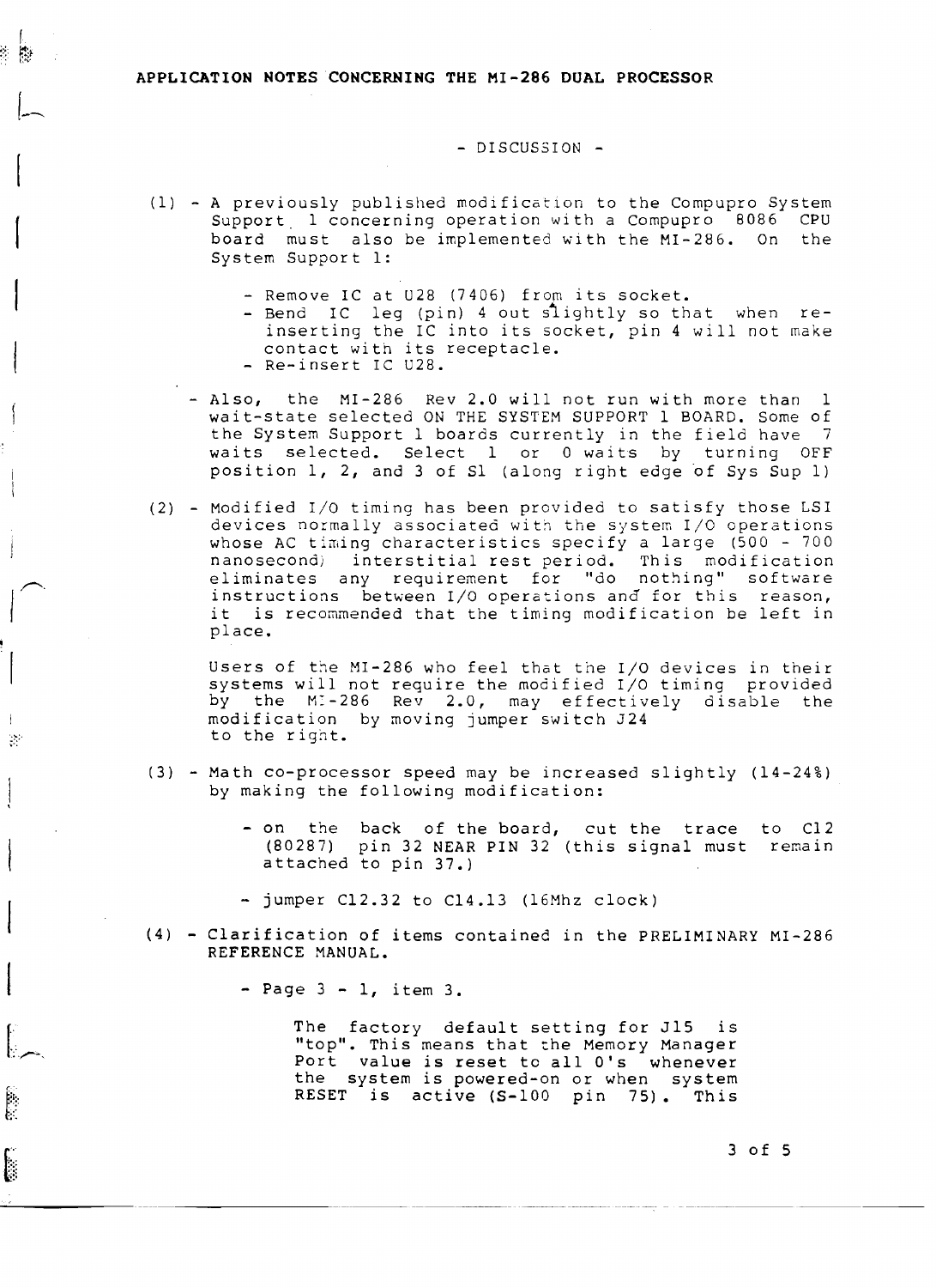## APPLICATION NOTES CONCERNING THE MI-286 DUAL PROCESSOR

- DISCUSSION -

(1) - A previously published modification to the Compupro System Support 1 concerning operation with a Compupro 8086 CPU board must also be implemented with the MI-286. On the System Support 1:

- Remove IC at U28 (7406) from its socket.
- Bend IC leg (pin) 4 out slightly so that when re-inserting the IC into its socket, pin 4 will not make contact with its receptacle.
- Re-insert IC U28.

- Also, the MI-286 Rev 2.0 will not run with more than 1 wait-state selected ON THE SYSTEM SUPPORT 1 BOARD. Some of the System Support 1 boards currently in the field have 7 waits selected. Select 1 or 0 waits by turning OFF position 1, 2, and 3 of S1 (along right edge of Sys Sup 1)

(2) - Modified I/O timing has been provided to satisfy those LSI devices normally associated with the system I/O operations whose AC timing characteristics specify a large (500 - 700 nanosecond) interstitial rest period. This modification eliminates any requirement for "do nothing" software instructions between I/O operations and for this reason, it is recommended that the timing modification be left in place.

Users of the MI-286 who feel that the I/O devices in their systems will not require the modified I/O timing provided by the MI-286 Rev 2.0, may effectively disable the modification by moving jumper switch J24 to the right.

(3) - Math co-processor speed may be increased slightly (14-24%) by making the following modification:

- on the back of the board, cut the trace to C12 (80287) pin 32 NEAR PIN 32 (this signal must remain attached to pin 37.)

- jumper C12.32 to C14.13 (16Mhz clock)

(4) - Clarification of items contained in the PRELIMINARY MI-286 REFERENCE MANUAL.

- Page 3 - 1, item 3.

The factory default setting for J15 is "top". This means that the Memory Manager Port value is reset to all 0's whenever the system is powered-on or when system RESET is active (S-100 pin 75). This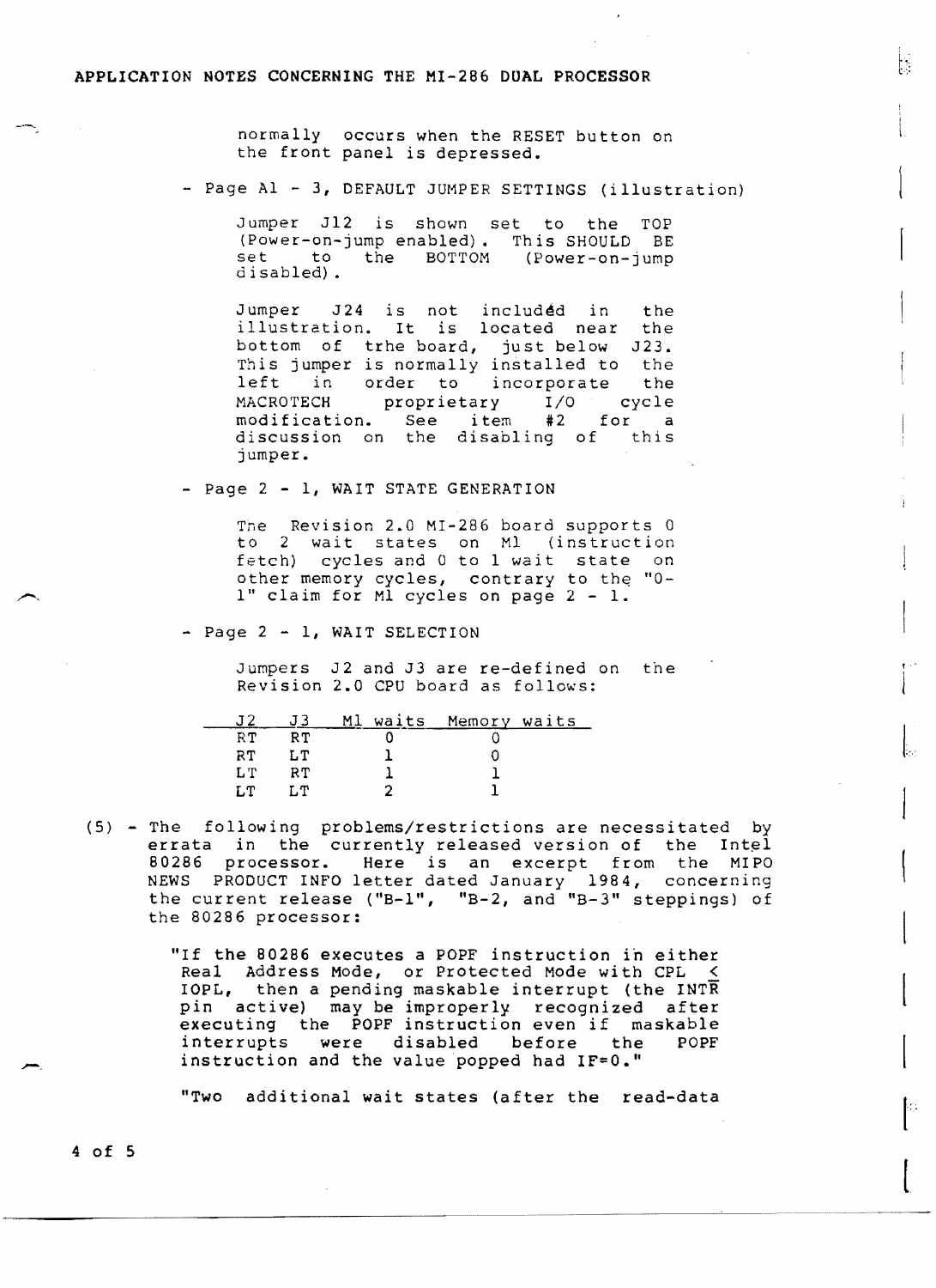normally occurs when the RESET button on the front panel is depressed.

- Page A1 - 3, DEFAULT JUMPER SETTINGS (illustration)

  Jumper J12 is shown set to the TOP (Power-on-jump enabled). This SHOULD BE set to the BOTTOM (Power-on-jump disabled).

  Jumper J24 is not includéd in the illustration. It is located near the bottom of trhe board, just below J23. This jumper is normally installed to the left in order to incorporate the MACROTECH proprietary I/O cycle modification. See item #2 for a discussion on the disabling of this jumper.

- Page 2 - 1, WAIT STATE GENERATION

  The Revision 2.0 MI-286 board supports 0 to 2 wait states on M1 (instruction fetch) cycles and 0 to 1 wait state on other memory cycles, contrary to the "0-1" claim for M1 cycles on page 2 - 1.

- Page 2 - 1, WAIT SELECTION

  Jumpers J2 and J3 are re-defined on the Revision 2.0 CPU board as follows:

| J2 | J3 | M1 waits | Memory waits |
|---|---|---|---|
| RT | RT | 0 | 0 |
| RT | LT | 1 | 0 |
| LT | RT | 1 | 1 |
| LT | LT | 2 | 1 |

(5) - The following problems/restrictions are necessitated by errata in the currently released version of the Intel 80286 processor. Here is an excerpt from the MIPO NEWS PRODUCT INFO letter dated January 1984, concerning the current release ("B-1", "B-2, and "B-3" steppings) of the 80286 processor:

"If the 80286 executes a POPF instruction in either Real Address Mode, or Protected Mode with CPL ≤ IOPL, then a pending maskable interrupt (the $\overline{\text{INTR}}$ pin active) may be improperly recognized after executing the POPF instruction even if maskable interrupts were disabled before the POPF instruction and the value popped had IF=0."

"Two additional wait states (after the read-data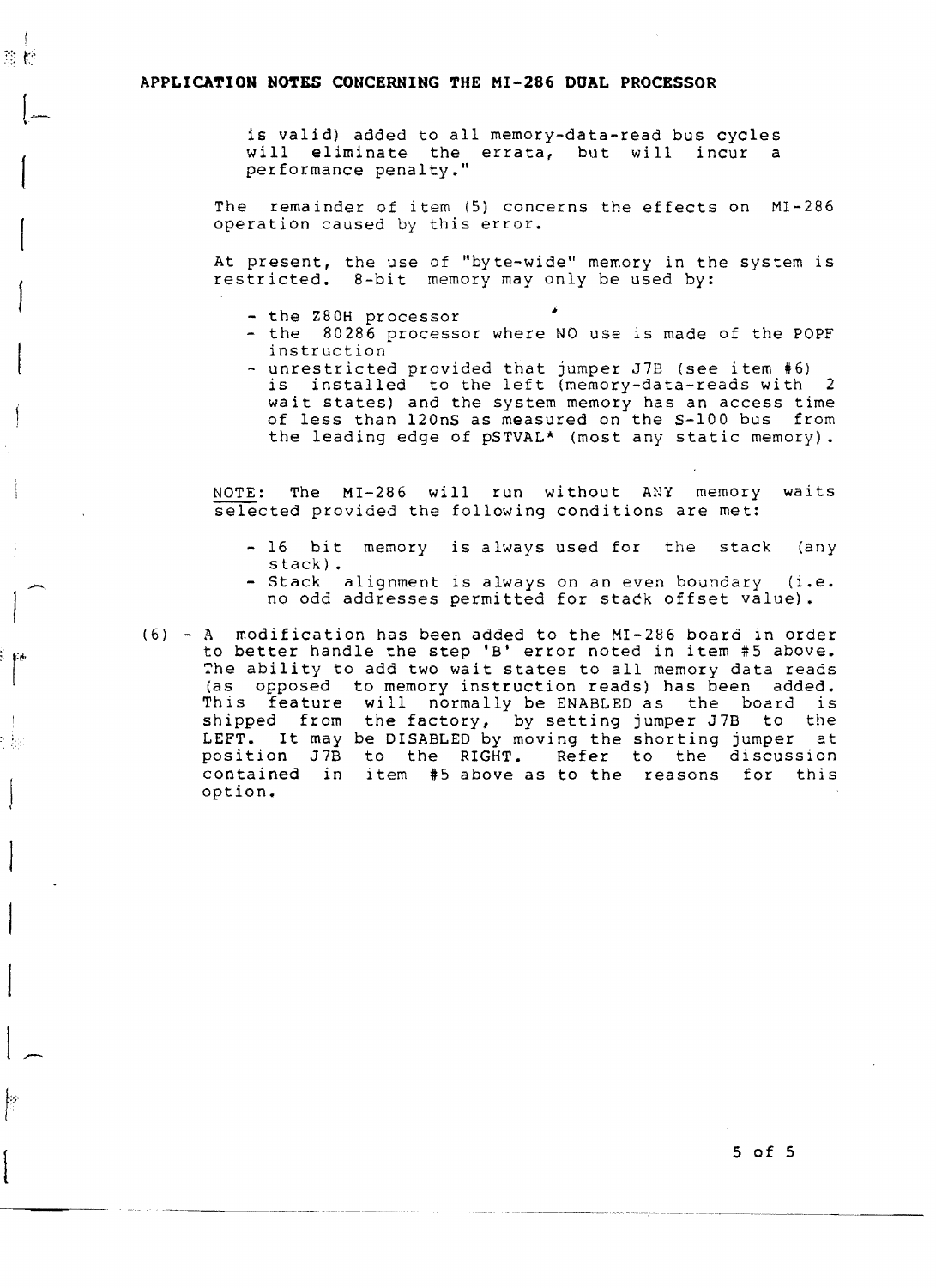is valid) added to all memory-data-read bus cycles will eliminate the errata, but will incur a performance penalty."

The remainder of item (5) concerns the effects on MI-286 operation caused by this error.

At present, the use of "byte-wide" memory in the system is restricted. 8-bit memory may only be used by:

- the Z80H processor
- the 80286 processor where NO use is made of the POPF instruction
- unrestricted provided that jumper J7B (see item #6) is installed to the left (memory-data-reads with 2 wait states) and the system memory has an access time of less than 120nS as measured on the S-100 bus from the leading edge of pSTVAL* (most any static memory).

<u>NOTE</u>: The MI-286 will run without ANY memory waits selected provided the following conditions are met:

- 16 bit memory is always used for the stack (any stack).
- Stack alignment is always on an even boundary (i.e. no odd addresses permitted for stack offset value).

(6) - A modification has been added to the MI-286 board in order to better handle the step 'B' error noted in item #5 above. The ability to add two wait states to all memory data reads (as opposed to memory instruction reads) has been added. This feature will normally be ENABLED as the board is shipped from the factory, by setting jumper J7B to the LEFT. It may be DISABLED by moving the shorting jumper at position J7B to the RIGHT. Refer to the discussion contained in item #5 above as to the reasons for this option.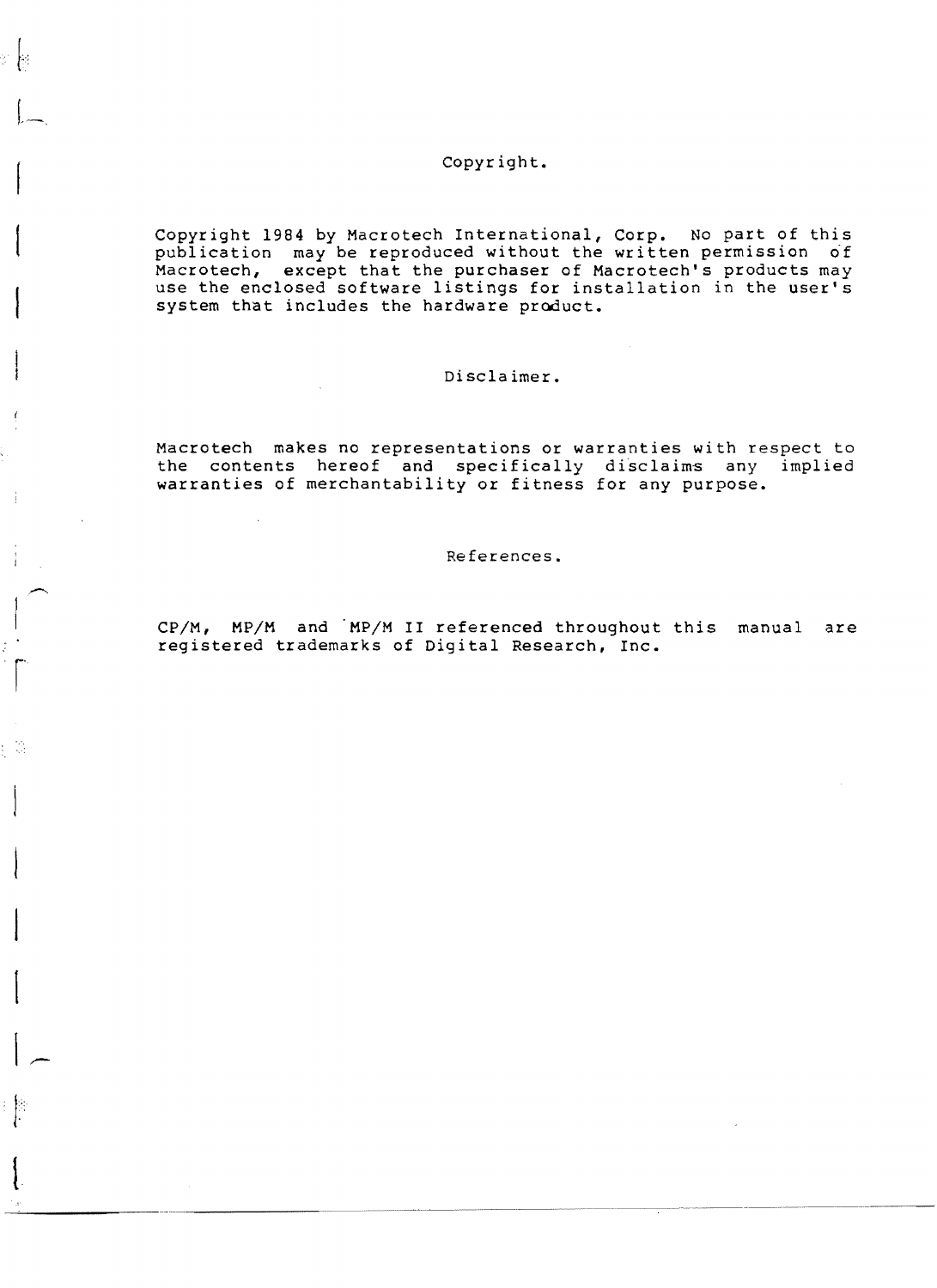## Copyright.

Copyright 1984 by Macrotech International, Corp. No part of this publication may be reproduced without the written permission of Macrotech, except that the purchaser of Macrotech's products may use the enclosed software listings for installation in the user's system that includes the hardware product.

## Disclaimer.

Macrotech makes no representations or warranties with respect to the contents hereof and specifically disclaims any implied warranties of merchantability or fitness for any purpose.

## References.

CP/M, MP/M and MP/M II referenced throughout this manual are registered trademarks of Digital Research, Inc.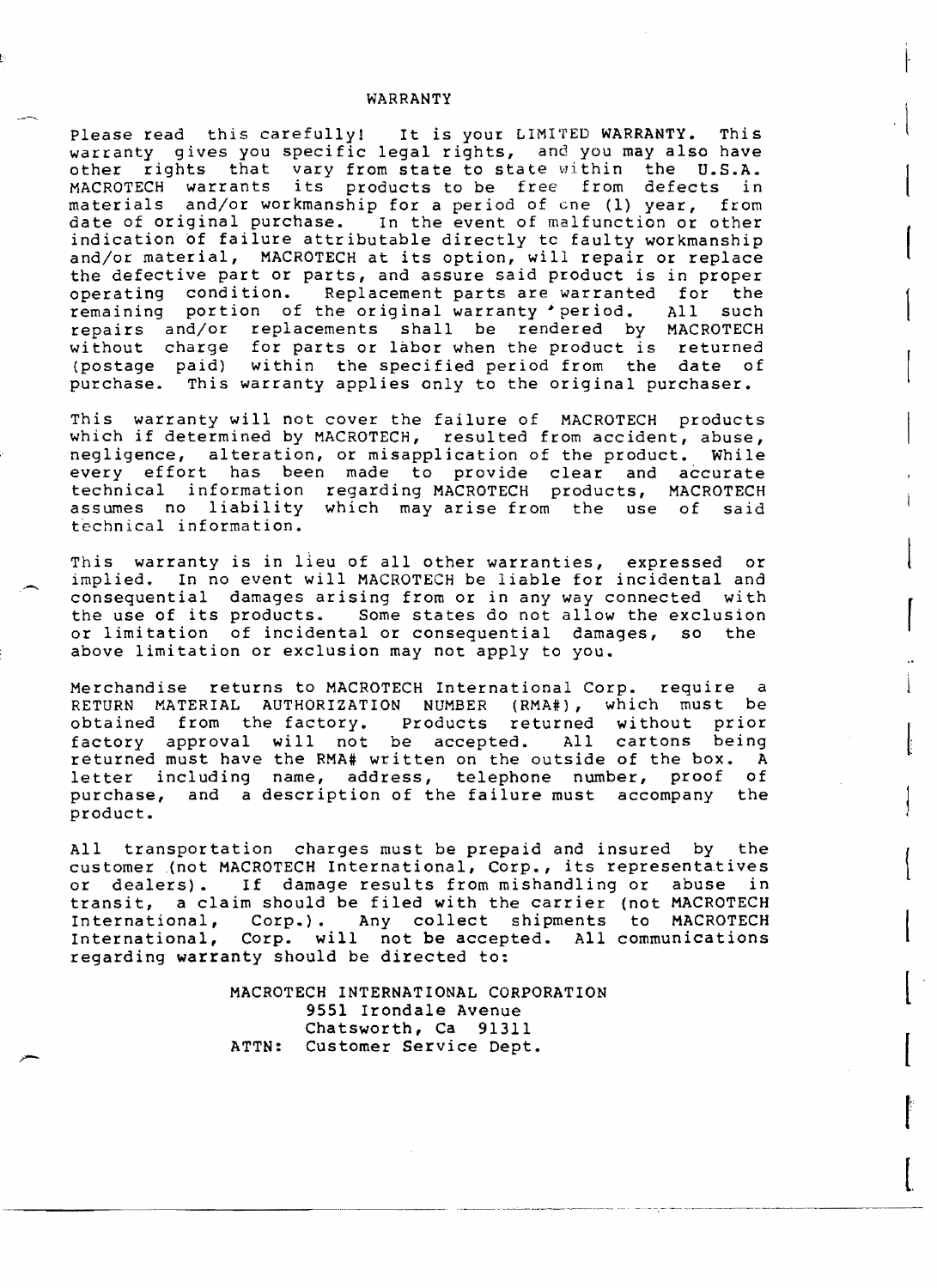# WARRANTY

Please read this carefully! It is your LIMITED WARRANTY. This warranty gives you specific legal rights, and you may also have other rights that vary from state to state within the U.S.A. MACROTECH warrants its products to be free from defects in materials and/or workmanship for a period of one (1) year, from date of original purchase. In the event of malfunction or other indication of failure attributable directly to faulty workmanship and/or material, MACROTECH at its option, will repair or replace the defective part or parts, and assure said product is in proper operating condition. Replacement parts are warranted for the remaining portion of the original warranty period. All such repairs and/or replacements shall be rendered by MACROTECH without charge for parts or labor when the product is returned (postage paid) within the specified period from the date of purchase. This warranty applies only to the original purchaser.

This warranty will not cover the failure of MACROTECH products which if determined by MACROTECH, resulted from accident, abuse, negligence, alteration, or misapplication of the product. While every effort has been made to provide clear and accurate technical information regarding MACROTECH products, MACROTECH assumes no liability which may arise from the use of said technical information.

This warranty is in lieu of all other warranties, expressed or implied. In no event will MACROTECH be liable for incidental and consequential damages arising from or in any way connected with the use of its products. Some states do not allow the exclusion or limitation of incidental or consequential damages, so the above limitation or exclusion may not apply to you.

Merchandise returns to MACROTECH International Corp. require a RETURN MATERIAL AUTHORIZATION NUMBER (RMA#), which must be obtained from the factory. Products returned without prior factory approval will not be accepted. All cartons being returned must have the RMA# written on the outside of the box. A letter including name, address, telephone number, proof of purchase, and a description of the failure must accompany the product.

All transportation charges must be prepaid and insured by the customer (not MACROTECH International, Corp., its representatives or dealers). If damage results from mishandling or abuse in transit, a claim should be filed with the carrier (not MACROTECH International, Corp.). Any collect shipments to MACROTECH International, Corp. will not be accepted. All communications regarding warranty should be directed to:

MACROTECH INTERNATIONAL CORPORATION
9551 Irondale Avenue
Chatsworth, Ca 91311
ATTN: Customer Service Dept.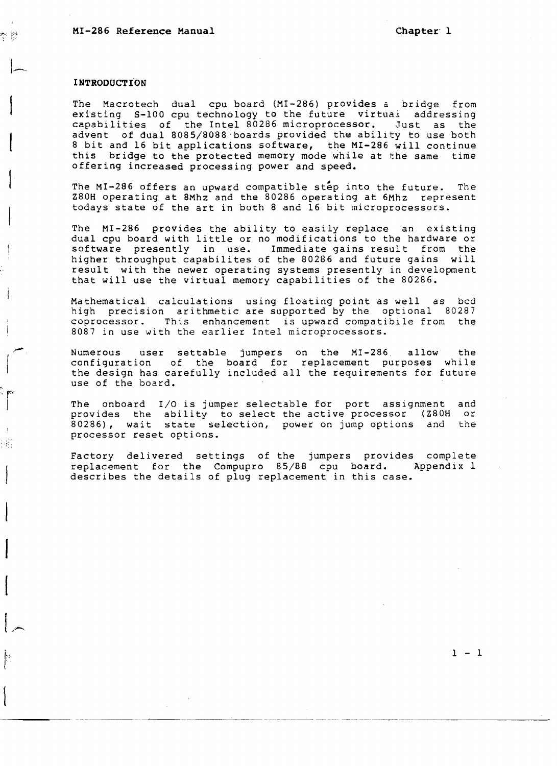## INTRODUCTION

The Macrotech dual cpu board (MI-286) provides a bridge from existing S-100 cpu technology to the future virtual addressing capabilities of the Intel 80286 microprocessor. Just as the advent of dual 8085/8088 boards provided the ability to use both 8 bit and 16 bit applications software, the MI-286 will continue this bridge to the protected memory mode while at the same time offering increased processing power and speed.

The MI-286 offers an upward compatible step into the future. The Z80H operating at 8Mhz and the 80286 operating at 6Mhz represent todays state of the art in both 8 and 16 bit microprocessors.

The MI-286 provides the ability to easily replace an existing dual cpu board with little or no modifications to the hardware or software presently in use. Immediate gains result from the higher throughput capabilites of the 80286 and future gains will result with the newer operating systems presently in development that will use the virtual memory capabilities of the 80286.

Mathematical calculations using floating point as well as bcd high precision arithmetic are supported by the optional 80287 coprocessor. This enhancement is upward compatibile from the 8087 in use with the earlier Intel microprocessors.

Numerous user settable jumpers on the MI-286 allow the configuration of the board for replacement purposes while the design has carefully included all the requirements for future use of the board.

The onboard I/O is jumper selectable for port assignment and provides the ability to select the active processor (Z80H or 80286), wait state selection, power on jump options and the processor reset options.

Factory delivered settings of the jumpers provides complete replacement for the Compupro 85/88 cpu board. Appendix 1 describes the details of plug replacement in this case.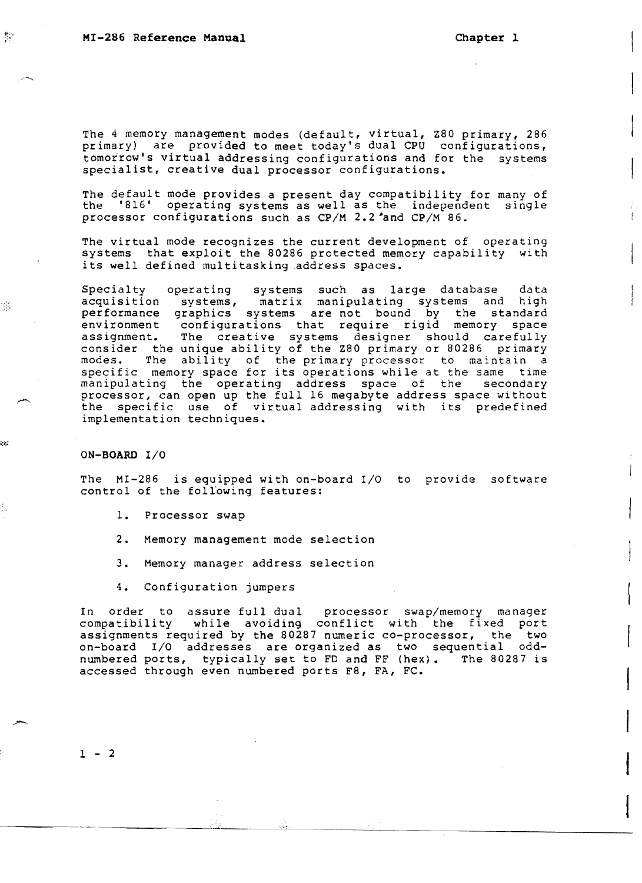The 4 memory management modes (default, virtual, Z80 primary, 286 primary) are provided to meet today's dual CPU configurations, tomorrow's virtual addressing configurations and for the systems specialist, creative dual processor configurations.

The default mode provides a present day compatibility for many of the '816' operating systems as well as the independent single processor configurations such as CP/M 2.2 and CP/M 86.

The virtual mode recognizes the current development of operating systems that exploit the 80286 protected memory capability with its well defined multitasking address spaces.

Specialty operating systems such as large database data acquisition systems, matrix manipulating systems and high performance graphics systems are not bound by the standard environment configurations that require rigid memory space assignment. The creative systems designer should carefully consider the unique ability of the Z80 primary or 80286 primary modes. The ability of the primary processor to maintain a specific memory space for its operations while at the same time manipulating the operating address space of the secondary processor, can open up the full 16 megabyte address space without the specific use of virtual addressing with its predefined implementation techniques.

## ON-BOARD I/O

The MI-286 is equipped with on-board I/O to provide software control of the following features:

1. Processor swap
2. Memory management mode selection
3. Memory manager address selection
4. Configuration jumpers

In order to assure full dual processor swap/memory manager compatibility while avoiding conflict with the fixed port assignments required by the 80287 numeric co-processor, the two on-board I/O addresses are organized as two sequential odd-numbered ports, typically set to FD and FF (hex). The 80287 is accessed through even numbered ports F8, FA, FC.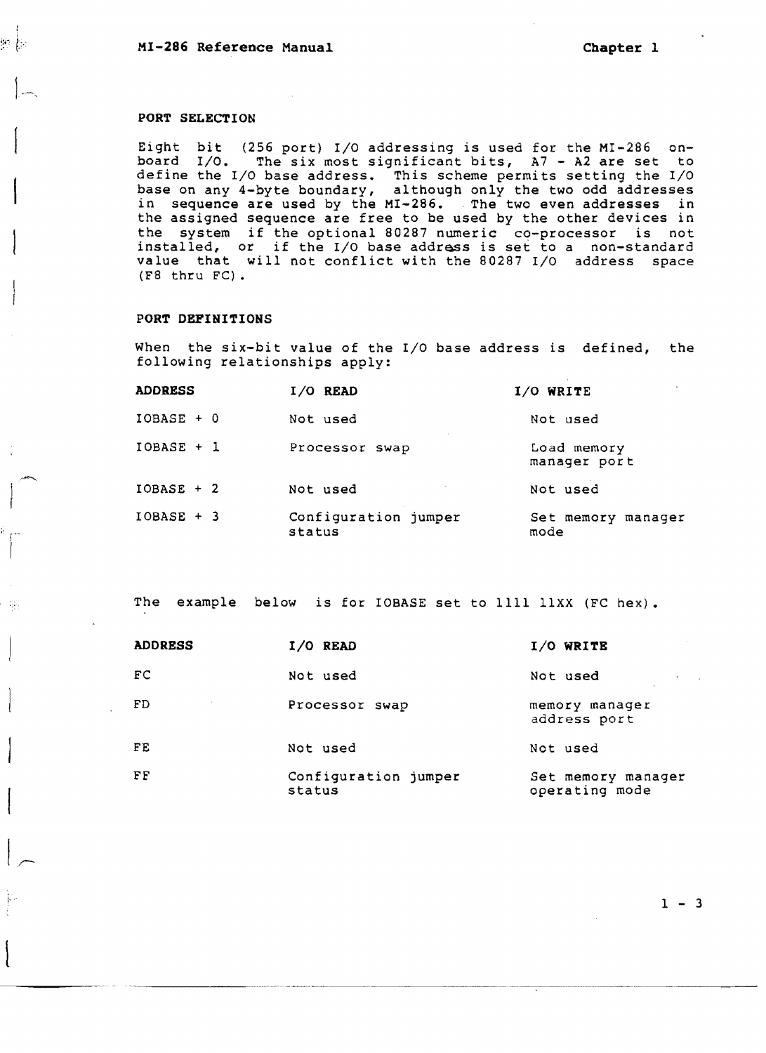## PORT SELECTION

Eight bit (256 port) I/O addressing is used for the MI-286 on-board I/O. The six most significant bits, A7 - A2 are set to define the I/O base address. This scheme permits setting the I/O base on any 4-byte boundary, although only the two odd addresses in sequence are used by the MI-286. The two even addresses in the assigned sequence are free to be used by the other devices in the system if the optional 80287 numeric co-processor is not installed, or if the I/O base address is set to a non-standard value that will not conflict with the 80287 I/O address space (F8 thru FC).

## PORT DEFINITIONS

When the six-bit value of the I/O base address is defined, the following relationships apply:

| ADDRESS | I/O READ | I/O WRITE |
|---|---|---|
| IOBASE + 0 | Not used | Not used |
| IOBASE + 1 | Processor swap | Load memory manager port |
| IOBASE + 2 | Not used | Not used |
| IOBASE + 3 | Configuration jumper status | Set memory manager mode |

The example below is for IOBASE set to 1111 11XX (FC hex).

| ADDRESS | I/O READ | I/O WRITE |
|---|---|---|
| FC | Not used | Not used |
| FD | Processor swap | memory manager address port |
| FE | Not used | Not used |
| FF | Configuration jumper status | Set memory manager operating mode |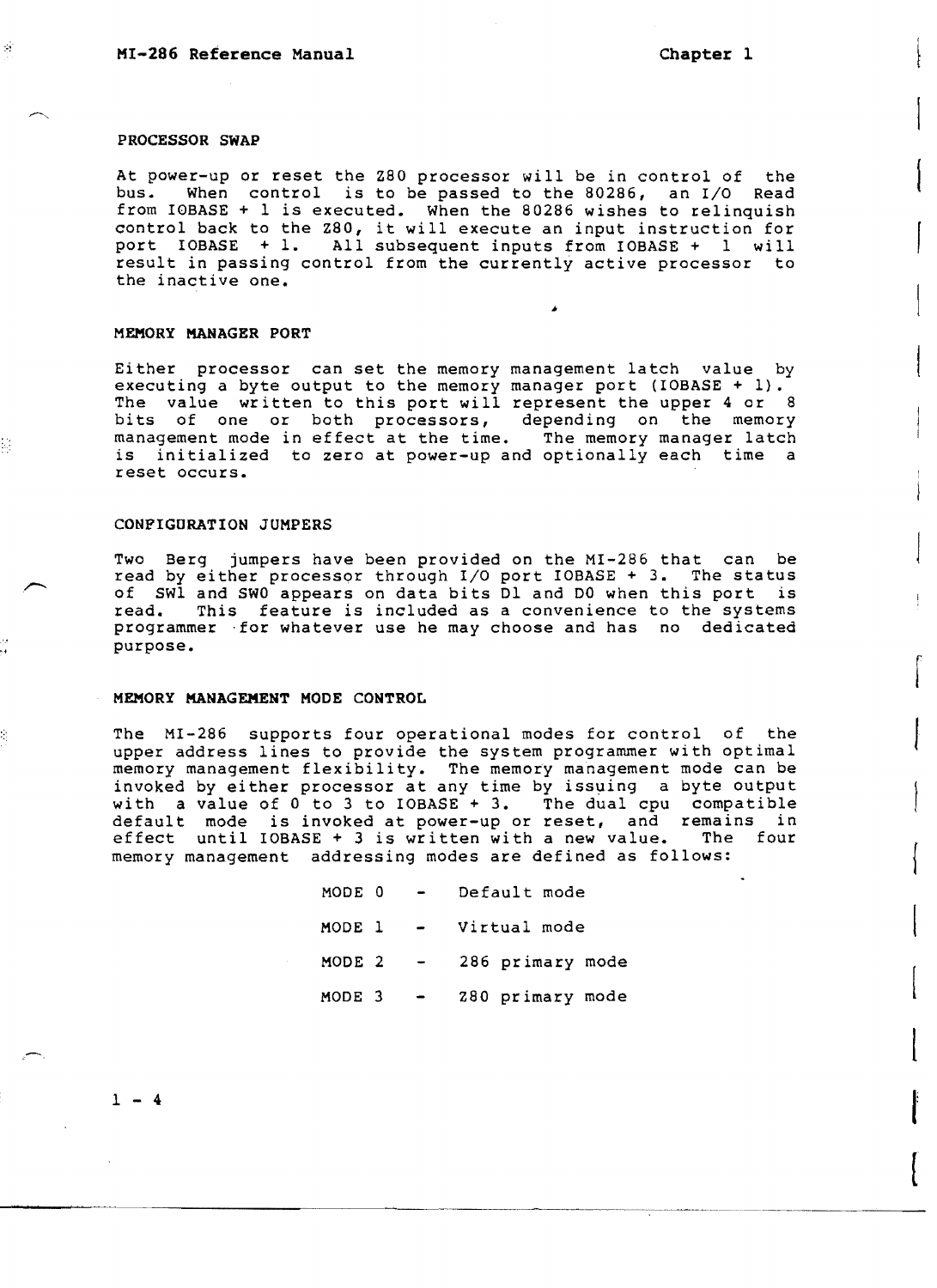### PROCESSOR SWAP

At power-up or reset the Z80 processor will be in control of the bus. When control is to be passed to the 80286, an I/O Read from IOBASE + 1 is executed. When the 80286 wishes to relinquish control back to the Z80, it will execute an input instruction for port IOBASE + 1. All subsequent inputs from IOBASE + 1 will result in passing control from the currently active processor to the inactive one.

### MEMORY MANAGER PORT

Either processor can set the memory management latch value by executing a byte output to the memory manager port (IOBASE + 1). The value written to this port will represent the upper 4 or 8 bits of one or both processors, depending on the memory management mode in effect at the time. The memory manager latch is initialized to zero at power-up and optionally each time a reset occurs.

### CONFIGURATION JUMPERS

Two Berg jumpers have been provided on the MI-286 that can be read by either processor through I/O port IOBASE + 3. The status of SW1 and SW0 appears on data bits D1 and D0 when this port is read. This feature is included as a convenience to the systems programmer for whatever use he may choose and has no dedicated purpose.

### MEMORY MANAGEMENT MODE CONTROL

The MI-286 supports four operational modes for control of the upper address lines to provide the system programmer with optimal memory management flexibility. The memory management mode can be invoked by either processor at any time by issuing a byte output with a value of 0 to 3 to IOBASE + 3. The dual cpu compatible default mode is invoked at power-up or reset, and remains in effect until IOBASE + 3 is written with a new value. The four memory management addressing modes are defined as follows:

MODE 0 - Default mode

MODE 1 - Virtual mode

MODE 2 - 286 primary mode

MODE 3 - Z80 primary mode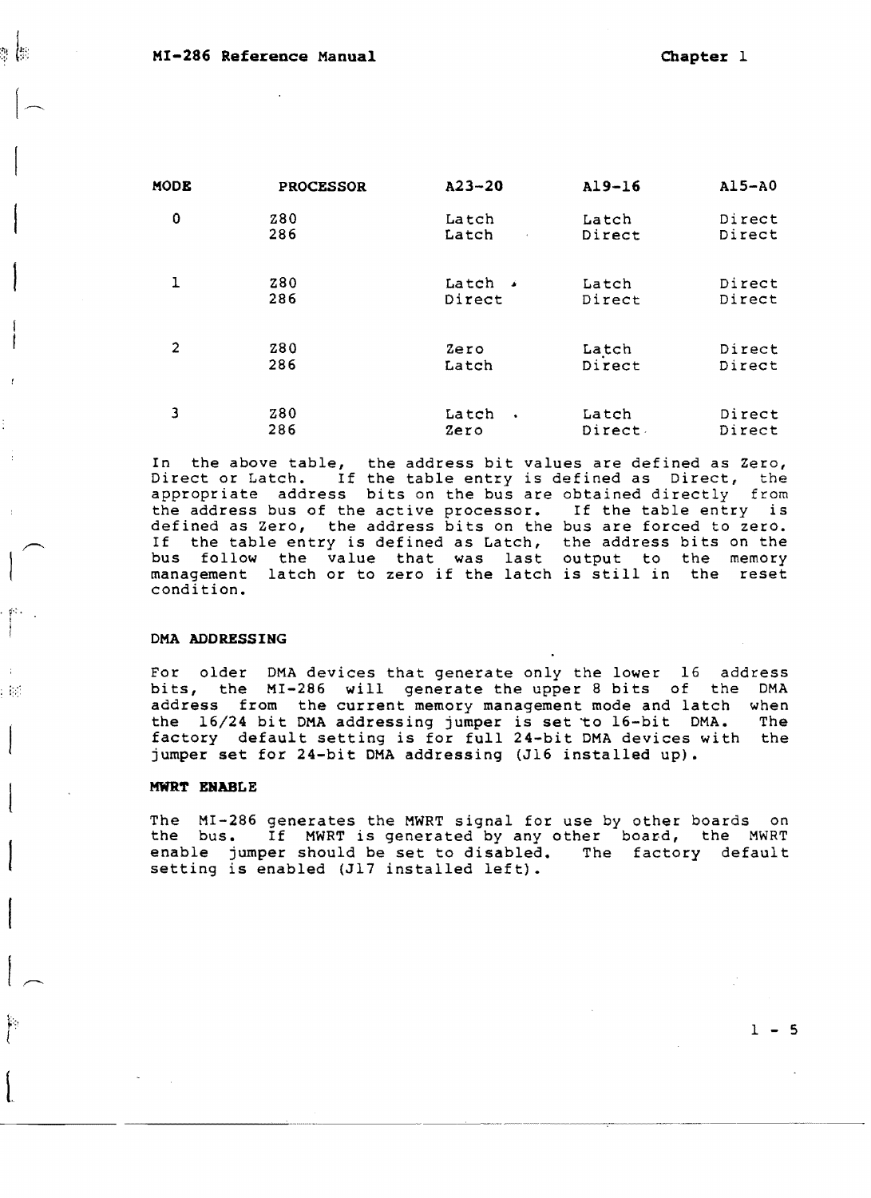| MODE | PROCESSOR | A23-20 | A19-16 | A15-A0 |
|---|---|---|---|---|
| 0 | Z80 | Latch | Latch | Direct |
| | 286 | Latch | Direct | Direct |
| 1 | Z80 | Latch | Latch | Direct |
| | 286 | Direct | Direct | Direct |
| 2 | Z80 | Zero | Latch | Direct |
| | 286 | Latch | Direct | Direct |
| 3 | Z80 | Latch | Latch | Direct |
| | 286 | Zero | Direct | Direct |

In the above table, the address bit values are defined as Zero, Direct or Latch. If the table entry is defined as Direct, the appropriate address bits on the bus are obtained directly from the address bus of the active processor. If the table entry is defined as Zero, the address bits on the bus are forced to zero. If the table entry is defined as Latch, the address bits on the bus follow the value that was last output to the memory management latch or to zero if the latch is still in the reset condition.

### DMA ADDRESSING

For older DMA devices that generate only the lower 16 address bits, the MI-286 will generate the upper 8 bits of the DMA address from the current memory management mode and latch when the 16/24 bit DMA addressing jumper is set to 16-bit DMA. The factory default setting is for full 24-bit DMA devices with the jumper set for 24-bit DMA addressing (J16 installed up).

### MWRT ENABLE

The MI-286 generates the MWRT signal for use by other boards on the bus. If MWRT is generated by any other board, the MWRT enable jumper should be set to disabled. The factory default setting is enabled (J17 installed left).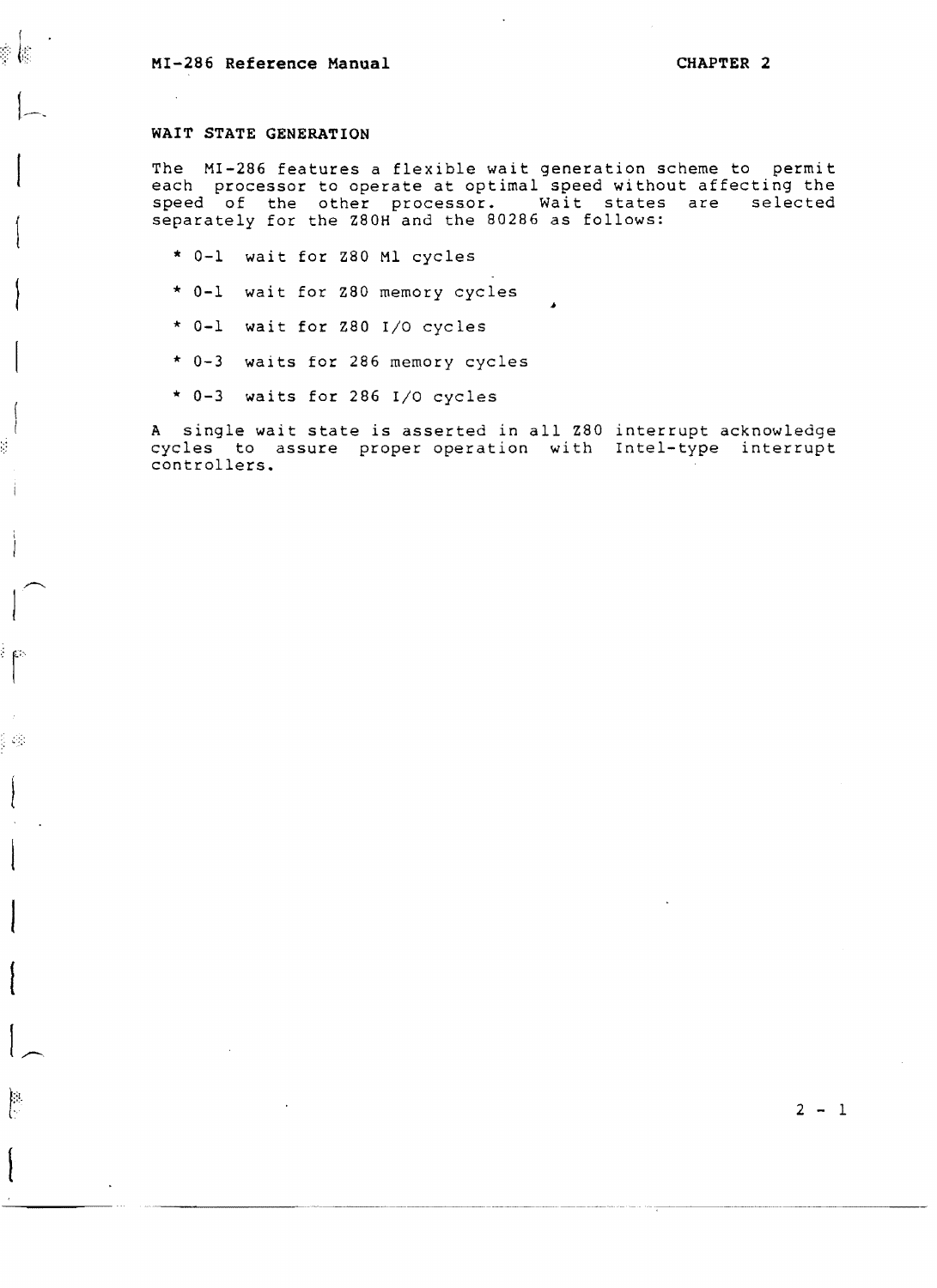## WAIT STATE GENERATION

The MI-286 features a flexible wait generation scheme to permit each processor to operate at optimal speed without affecting the speed of the other processor. Wait states are selected separately for the Z80H and the 80286 as follows:

* 0-1 wait for Z80 M1 cycles
* 0-1 wait for Z80 memory cycles
* 0-1 wait for Z80 I/O cycles
* 0-3 waits for 286 memory cycles
* 0-3 waits for 286 I/O cycles

A single wait state is asserted in all Z80 interrupt acknowledge cycles to assure proper operation with Intel-type interrupt controllers.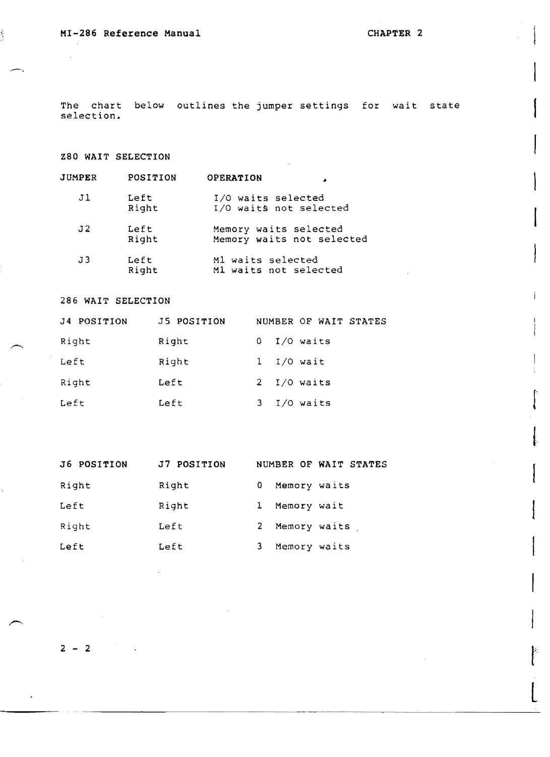The chart below outlines the jumper settings for wait state selection.

## Z80 WAIT SELECTION

| JUMPER | POSITION | OPERATION |
| --- | --- | --- |
| J1 | Left | I/O waits selected |
| | Right | I/O waits not selected |
| J2 | Left | Memory waits selected |
| | Right | Memory waits not selected |
| J3 | Left | M1 waits selected |
| | Right | M1 waits not selected |

## 286 WAIT SELECTION

| J4 POSITION | J5 POSITION | NUMBER OF WAIT STATES |
| --- | --- | --- |
| Right | Right | 0 I/O waits |
| Left | Right | 1 I/O wait |
| Right | Left | 2 I/O waits |
| Left | Left | 3 I/O waits |

| J6 POSITION | J7 POSITION | NUMBER OF WAIT STATES |
| --- | --- | --- |
| Right | Right | 0 Memory waits |
| Left | Right | 1 Memory wait |
| Right | Left | 2 Memory waits |
| Left | Left | 3 Memory waits |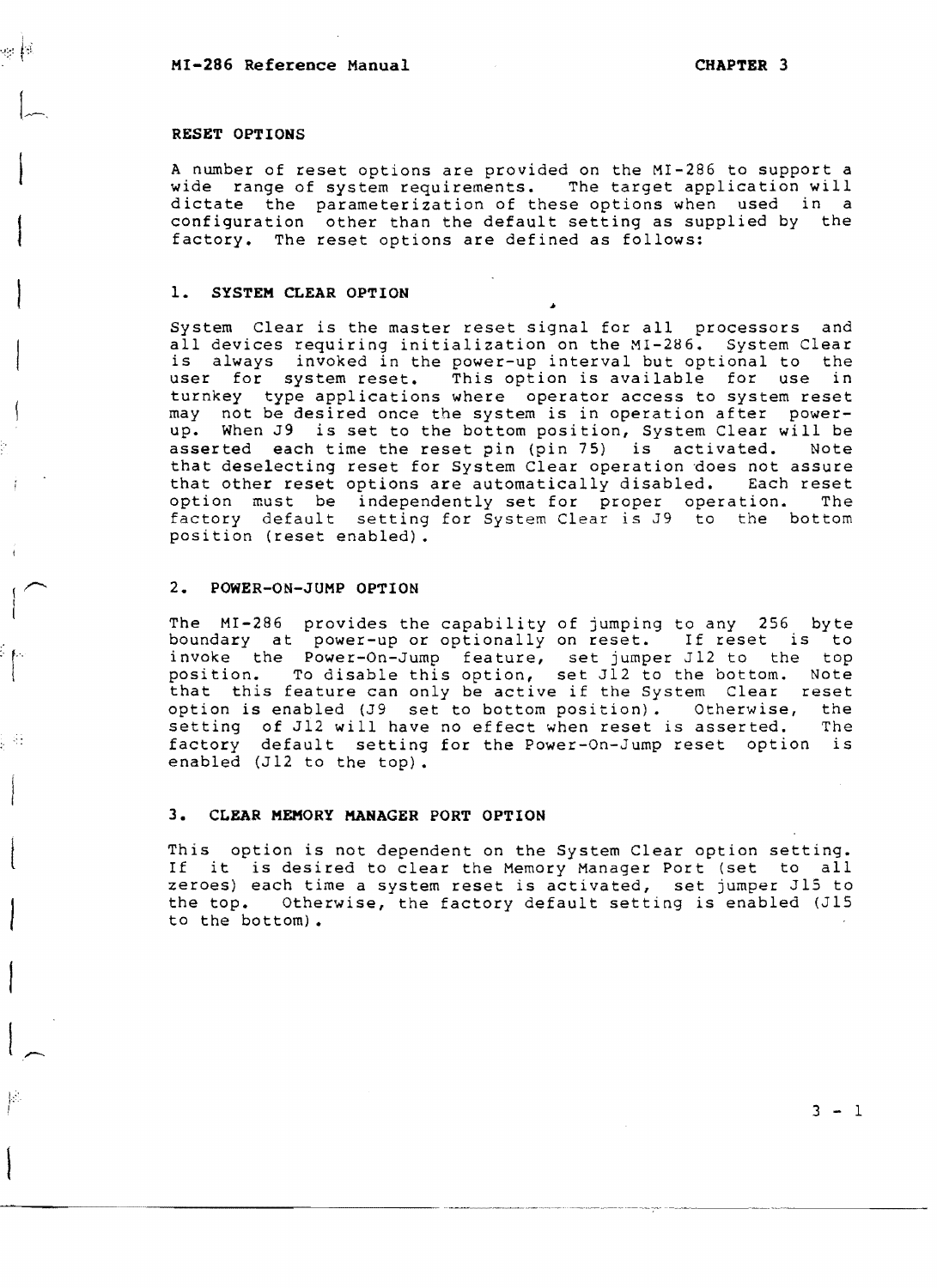## RESET OPTIONS

A number of reset options are provided on the MI-286 to support a wide range of system requirements. The target application will dictate the parameterization of these options when used in a configuration other than the default setting as supplied by the factory. The reset options are defined as follows:

### 1. SYSTEM CLEAR OPTION

System Clear is the master reset signal for all processors and all devices requiring initialization on the MI-286. System Clear is always invoked in the power-up interval but optional to the user for system reset. This option is available for use in turnkey type applications where operator access to system reset may not be desired once the system is in operation after power-up. When J9 is set to the bottom position, System Clear will be asserted each time the reset pin (pin 75) is activated. Note that deselecting reset for System Clear operation does not assure that other reset options are automatically disabled. Each reset option must be independently set for proper operation. The factory default setting for System Clear is J9 to the bottom position (reset enabled).

### 2. POWER-ON-JUMP OPTION

The MI-286 provides the capability of jumping to any 256 byte boundary at power-up or optionally on reset. If reset is to invoke the Power-On-Jump feature, set jumper J12 to the top position. To disable this option, set J12 to the bottom. Note that this feature can only be active if the System Clear reset option is enabled (J9 set to bottom position). Otherwise, the setting of J12 will have no effect when reset is asserted. The factory default setting for the Power-On-Jump reset option is enabled (J12 to the top).

### 3. CLEAR MEMORY MANAGER PORT OPTION

This option is not dependent on the System Clear option setting. If it is desired to clear the Memory Manager Port (set to all zeroes) each time a system reset is activated, set jumper J15 to the top. Otherwise, the factory default setting is enabled (J15 to the bottom).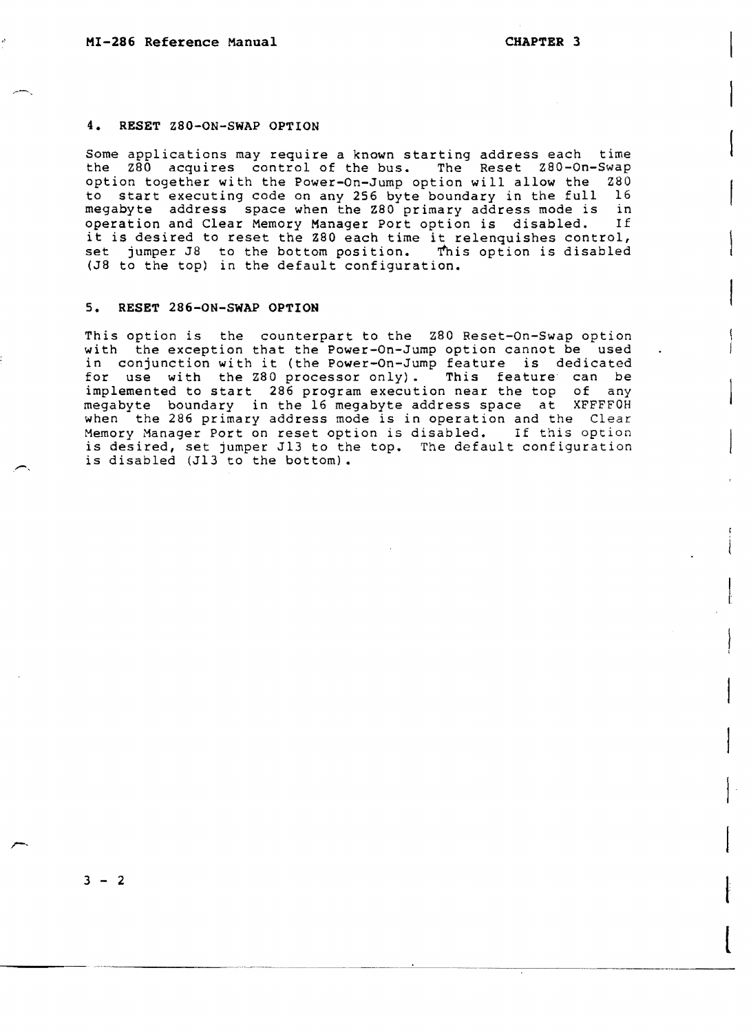### 4. RESET Z80-ON-SWAP OPTION

Some applications may require a known starting address each time the Z80 acquires control of the bus. The Reset Z80-On-Swap option together with the Power-On-Jump option will allow the Z80 to start executing code on any 256 byte boundary in the full 16 megabyte address space when the Z80 primary address mode is in operation and Clear Memory Manager Port option is disabled. If it is desired to reset the Z80 each time it relenquishes control, set jumper J8 to the bottom position. This option is disabled (J8 to the top) in the default configuration.

### 5. RESET 286-ON-SWAP OPTION

This option is the counterpart to the Z80 Reset-On-Swap option with the exception that the Power-On-Jump option cannot be used in conjunction with it (the Power-On-Jump feature is dedicated for use with the Z80 processor only). This feature can be implemented to start 286 program execution near the top of any megabyte boundary in the 16 megabyte address space at XFFFF0H when the 286 primary address mode is in operation and the Clear Memory Manager Port on reset option is disabled. If this option is desired, set jumper J13 to the top. The default configuration is disabled (J13 to the bottom).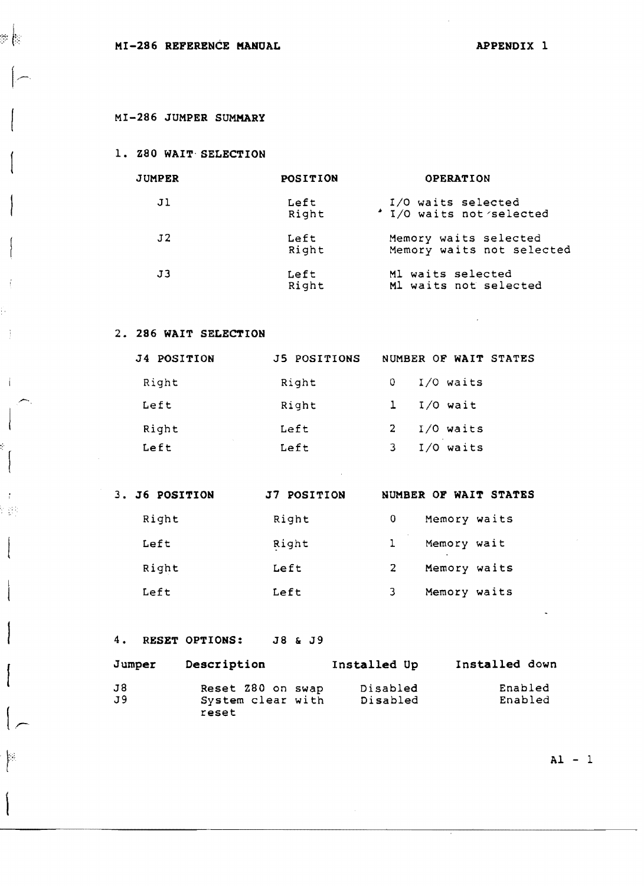# MI-286 JUMPER SUMMARY

## 1. Z80 WAIT SELECTION

| JUMPER | POSITION | OPERATION |
|---|---|---|
| J1 | Left<br>Right | I/O waits selected<br>I/O waits not selected |
| J2 | Left<br>Right | Memory waits selected<br>Memory waits not selected |
| J3 | Left<br>Right | M1 waits selected<br>M1 waits not selected |

## 2. 286 WAIT SELECTION

| J4 POSITION | J5 POSITIONS | NUMBER OF WAIT STATES |
|---|---|---|
| Right | Right | 0 I/O waits |
| Left | Right | 1 I/O wait |
| Right | Left | 2 I/O waits |
| Left | Left | 3 I/O waits |

## 3.

| J6 POSITION | J7 POSITION | NUMBER OF WAIT STATES |
|---|---|---|
| Right | Right | 0 Memory waits |
| Left | Right | 1 Memory wait |
| Right | Left | 2 Memory waits |
| Left | Left | 3 Memory waits |

## 4. RESET OPTIONS: J8 & J9

| Jumper | Description | Installed Up | Installed down |
|---|---|---|---|
| J8 | Reset Z80 on swap | Disabled | Enabled |
| J9 | System clear with reset | Disabled | Enabled |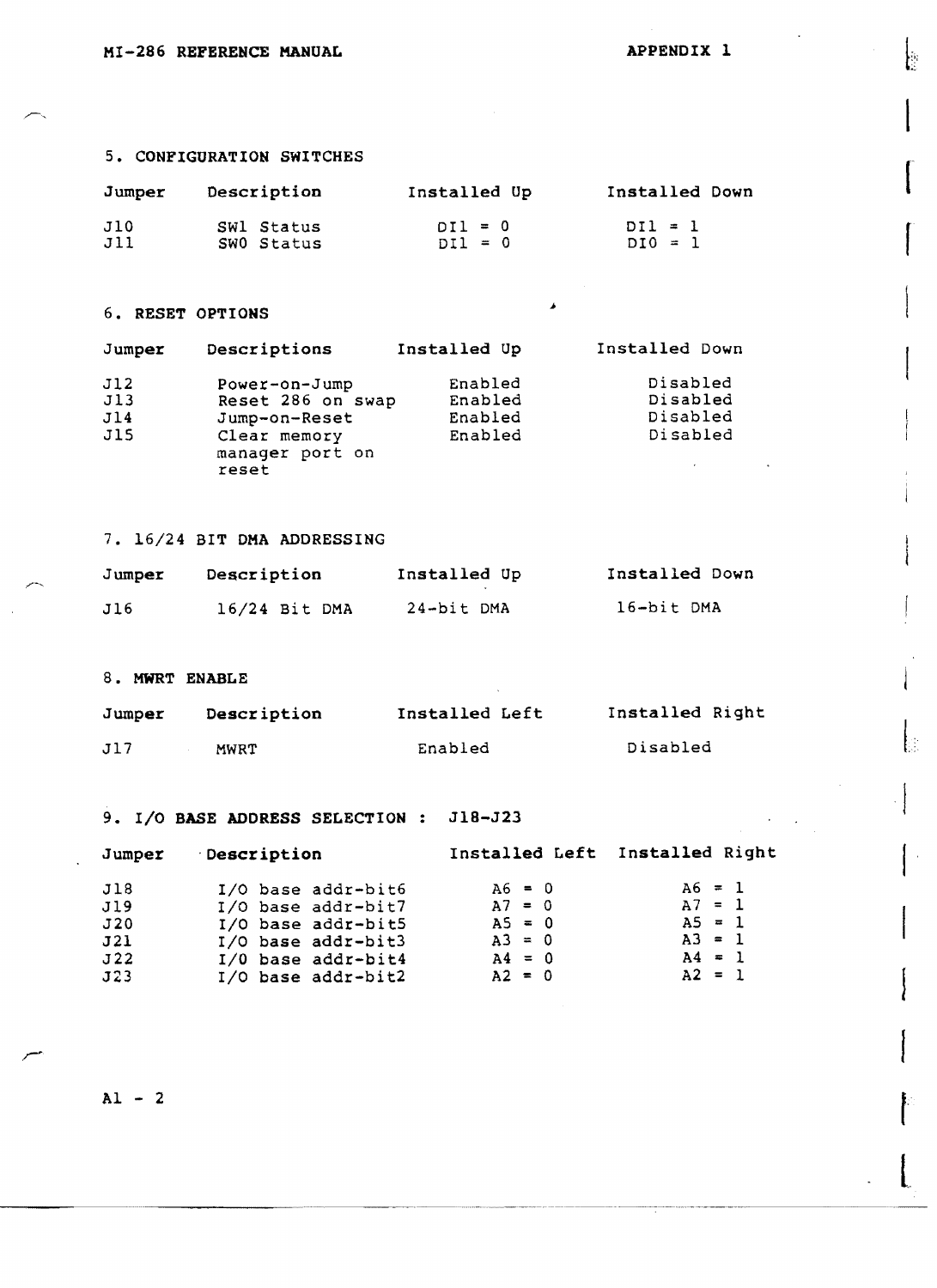## 5. CONFIGURATION SWITCHES

| Jumper | Description | Installed Up | Installed Down |
|---|---|---|---|
| J10 | SW1 Status | DI1 = 0 | DI1 = 1 |
| J11 | SW0 Status | DI1 = 0 | DI0 = 1 |

## 6. RESET OPTIONS

| Jumper | Descriptions | Installed Up | Installed Down |
|---|---|---|---|
| J12 | Power-on-Jump | Enabled | Disabled |
| J13 | Reset 286 on swap | Enabled | Disabled |
| J14 | Jump-on-Reset | Enabled | Disabled |
| J15 | Clear memory manager port on reset | Enabled | Disabled |

## 7. 16/24 BIT DMA ADDRESSING

| Jumper | Description | Installed Up | Installed Down |
|---|---|---|---|
| J16 | 16/24 Bit DMA | 24-bit DMA | 16-bit DMA |

## 8. MWRT ENABLE

| Jumper | Description | Installed Left | Installed Right |
|---|---|---|---|
| J17 | MWRT | Enabled | Disabled |

## 9. I/O BASE ADDRESS SELECTION : J18-J23

| Jumper | Description | Installed Left | Installed Right |
|---|---|---|---|
| J18 | I/O base addr-bit6 | A6 = 0 | A6 = 1 |
| J19 | I/O base addr-bit7 | A7 = 0 | A7 = 1 |
| J20 | I/O base addr-bit5 | A5 = 0 | A5 = 1 |
| J21 | I/O base addr-bit3 | A3 = 0 | A3 = 1 |
| J22 | I/O base addr-bit4 | A4 = 0 | A4 = 1 |
| J23 | I/O base addr-bit2 | A2 = 0 | A2 = 1 |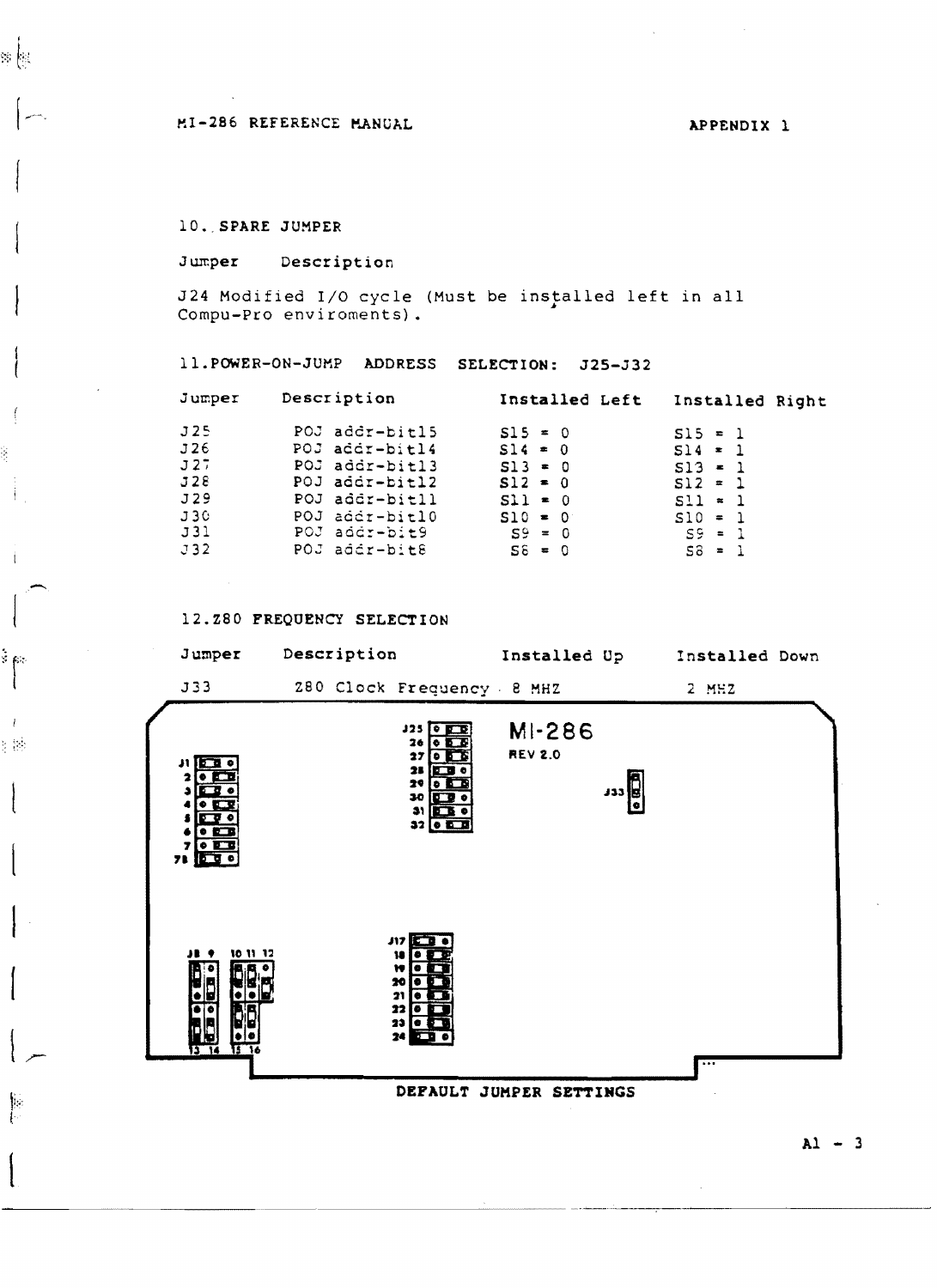## 10. SPARE JUMPER

| Jumper | Description |
|---|---|
| J24 | Modified I/O cycle (Must be installed left in all Compu-Pro enviroments). |

## 11. POWER-ON-JUMP ADDRESS SELECTION: J25-J32

| Jumper | Description | Installed Left | Installed Right |
|---|---|---|---|
| J25 | POJ addr-bit15 | S15 = 0 | S15 = 1 |
| J26 | POJ addr-bit14 | S14 = 0 | S14 = 1 |
| J27 | POJ addr-bit13 | S13 = 0 | S13 = 1 |
| J28 | POJ addr-bit12 | S12 = 0 | S12 = 1 |
| J29 | POJ addr-bit11 | S11 = 0 | S11 = 1 |
| J30 | POJ addr-bit10 | S10 = 0 | S10 = 1 |
| J31 | POJ addr-bit9 | S9 = 0 | S9 = 1 |
| J32 | POJ addr-bit8 | S8 = 0 | S8 = 1 |

## 12. Z80 FREQUENCY SELECTION

| Jumper | Description | Installed Up | Installed Down |
|---|---|---|---|
| J33 | Z80 Clock Frequency | 8 MHZ | 2 MHZ |

MI-286
REV 2.0

J1, 2, 3, 4, 5, 6, 7, 7B

J25, 26, 27, 28, 29, 30, 31, 32

J33

J8, 9, 10, 11, 12, 13, 14, 15, 16

J17, 18, 19, 20, 21, 22, 23, 24

**DEFAULT JUMPER SETTINGS**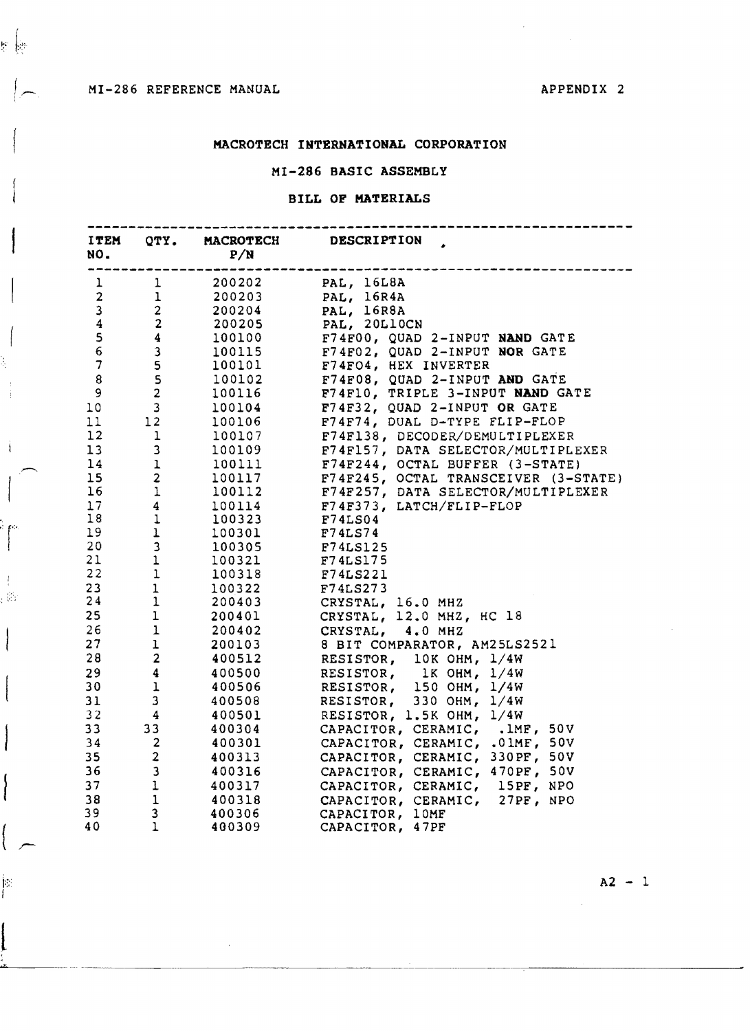## MACROTECH INTERNATIONAL CORPORATION

## MI-286 BASIC ASSEMBLY

## BILL OF MATERIALS

| ITEM NO. | QTY. | MACROTECH P/N | DESCRIPTION |
|---|---|---|---|
| 1 | 1 | 200202 | PAL, 16L8A |
| 2 | 1 | 200203 | PAL, 16R4A |
| 3 | 2 | 200204 | PAL, 16R8A |
| 4 | 2 | 200205 | PAL, 20L10CN |
| 5 | 4 | 100100 | F74F00, QUAD 2-INPUT **NAND** GATE |
| 6 | 3 | 100115 | F74F02, QUAD 2-INPUT **NOR** GATE |
| 7 | 5 | 100101 | F74F04, HEX INVERTER |
| 8 | 5 | 100102 | F74F08, QUAD 2-INPUT **AND** GATE |
| 9 | 2 | 100116 | F74F10, TRIPLE 3-INPUT **NAND** GATE |
| 10 | 3 | 100104 | F74F32, QUAD 2-INPUT **OR** GATE |
| 11 | 12 | 100106 | F74F74, DUAL D-TYPE FLIP-FLOP |
| 12 | 1 | 100107 | F74F138, DECODER/DEMULTIPLEXER |
| 13 | 3 | 100109 | F74F157, DATA SELECTOR/MULTIPLEXER |
| 14 | 1 | 100111 | F74F244, OCTAL BUFFER (3-STATE) |
| 15 | 2 | 100117 | F74F245, OCTAL TRANSCEIVER (3-STATE) |
| 16 | 1 | 100112 | F74F257, DATA SELECTOR/MULTIPLEXER |
| 17 | 4 | 100114 | F74F373, LATCH/FLIP-FLOP |
| 18 | 1 | 100323 | F74LS04 |
| 19 | 1 | 100301 | F74LS74 |
| 20 | 3 | 100305 | F74LS125 |
| 21 | 1 | 100321 | F74LS175 |
| 22 | 1 | 100318 | F74LS221 |
| 23 | 1 | 100322 | F74LS273 |
| 24 | 1 | 200403 | CRYSTAL, 16.0 MHZ |
| 25 | 1 | 200401 | CRYSTAL, 12.0 MHZ, HC 18 |
| 26 | 1 | 200402 | CRYSTAL, 4.0 MHZ |
| 27 | 1 | 200103 | 8 BIT COMPARATOR, AM25LS2521 |
| 28 | 2 | 400512 | RESISTOR, 10K OHM, 1/4W |
| 29 | 4 | 400500 | RESISTOR, 1K OHM, 1/4W |
| 30 | 1 | 400506 | RESISTOR, 150 OHM, 1/4W |
| 31 | 3 | 400508 | RESISTOR, 330 OHM, 1/4W |
| 32 | 4 | 400501 | RESISTOR, 1.5K OHM, 1/4W |
| 33 | 33 | 400304 | CAPACITOR, CERAMIC, .1MF, 50V |
| 34 | 2 | 400301 | CAPACITOR, CERAMIC, .01MF, 50V |
| 35 | 2 | 400313 | CAPACITOR, CERAMIC, 330PF, 50V |
| 36 | 3 | 400316 | CAPACITOR, CERAMIC, 470PF, 50V |
| 37 | 1 | 400317 | CAPACITOR, CERAMIC, 15PF, NPO |
| 38 | 1 | 400318 | CAPACITOR, CERAMIC, 27PF, NPO |
| 39 | 3 | 400306 | CAPACITOR, 10MF |
| 40 | 1 | 400309 | CAPACITOR, 47PF |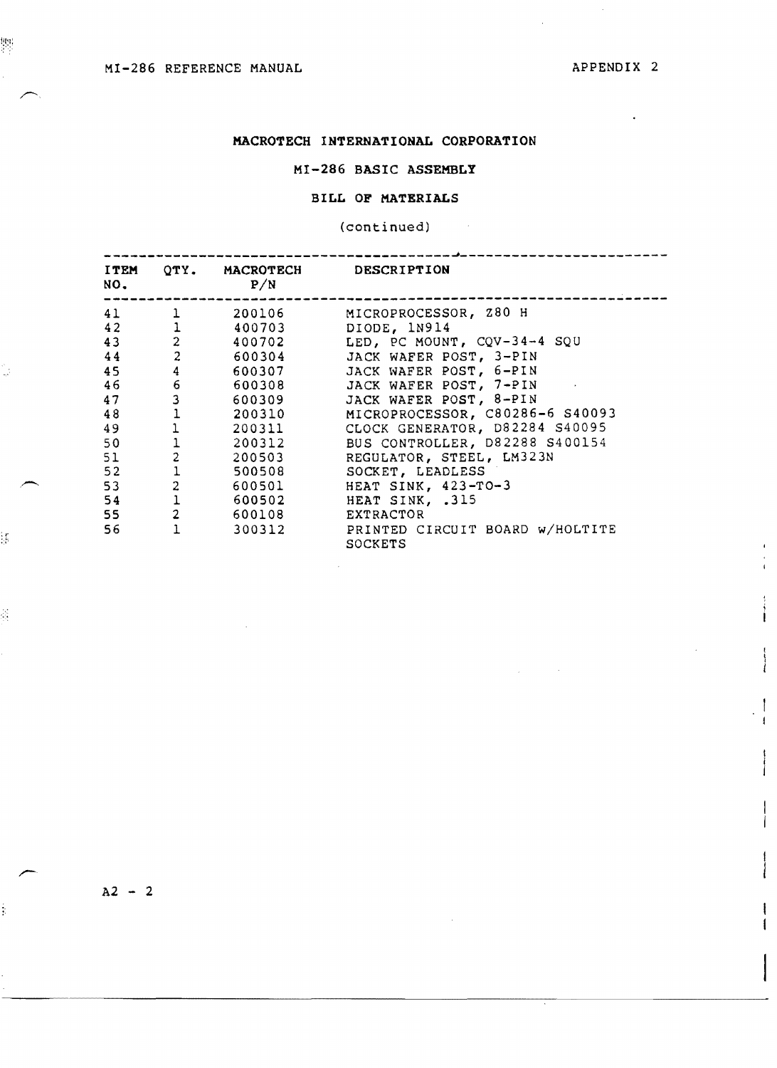**MACROTECH INTERNATIONAL CORPORATION**

**MI-286 BASIC ASSEMBLY**

**BILL OF MATERIALS**

(continued)

| ITEM NO. | QTY. | MACROTECH P/N | DESCRIPTION |
|---|---|---|---|
| 41 | 1 | 200106 | MICROPROCESSOR, Z80 H |
| 42 | 1 | 400703 | DIODE, 1N914 |
| 43 | 2 | 400702 | LED, PC MOUNT, CQV-34-4 SQU |
| 44 | 2 | 600304 | JACK WAFER POST, 3-PIN |
| 45 | 4 | 600307 | JACK WAFER POST, 6-PIN |
| 46 | 6 | 600308 | JACK WAFER POST, 7-PIN |
| 47 | 3 | 600309 | JACK WAFER POST, 8-PIN |
| 48 | 1 | 200310 | MICROPROCESSOR, C80286-6 S40093 |
| 49 | 1 | 200311 | CLOCK GENERATOR, D82284 S40095 |
| 50 | 1 | 200312 | BUS CONTROLLER, D82288 S400154 |
| 51 | 2 | 200503 | REGULATOR, STEEL, LM323N |
| 52 | 1 | 500508 | SOCKET, LEADLESS |
| 53 | 2 | 600501 | HEAT SINK, 423-TO-3 |
| 54 | 1 | 600502 | HEAT SINK, .315 |
| 55 | 2 | 600108 | EXTRACTOR |
| 56 | 1 | 300312 | PRINTED CIRCUIT BOARD w/HOLTITE SOCKETS |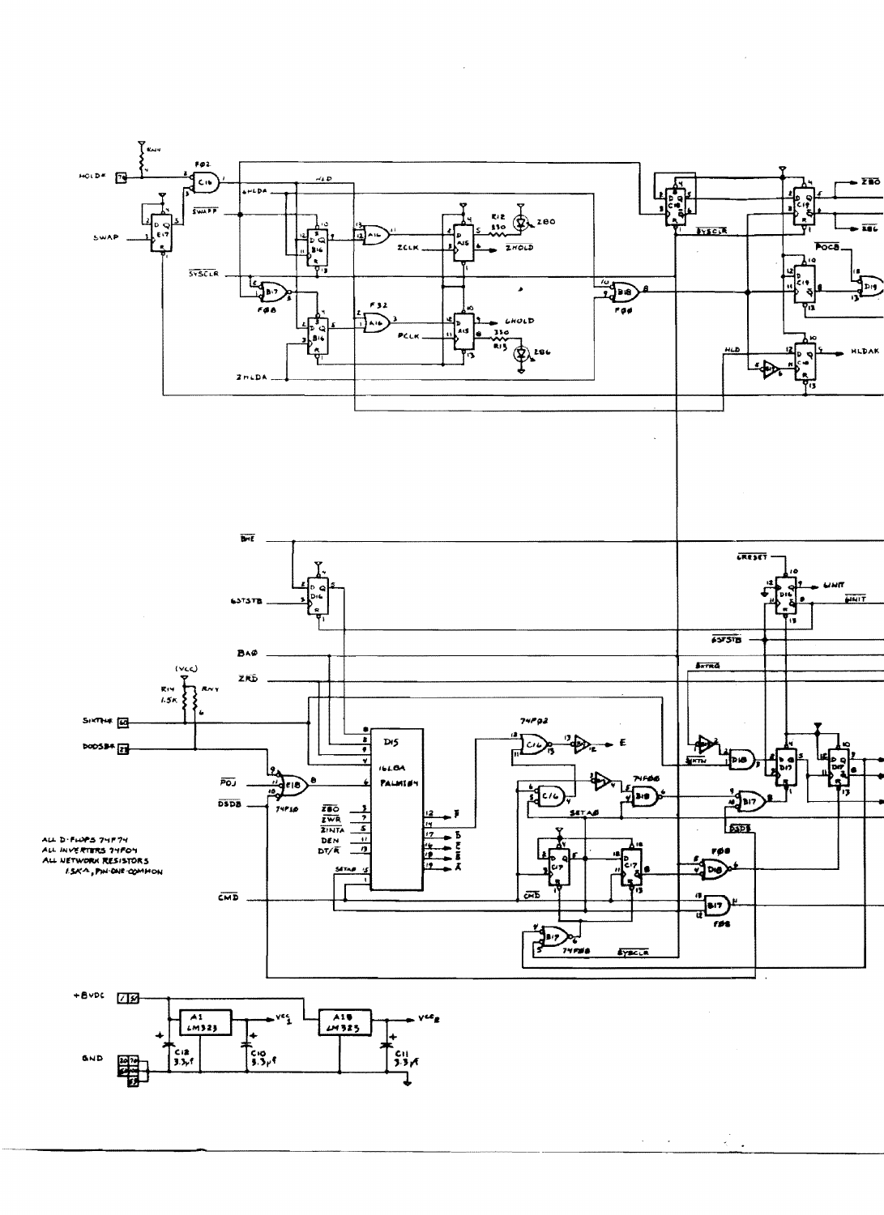ALL D-FLOPS 74F74
ALL INVERTERS 74F04
ALL NETWORK RESISTORS
1.5K^, PIN-ONE COMMON